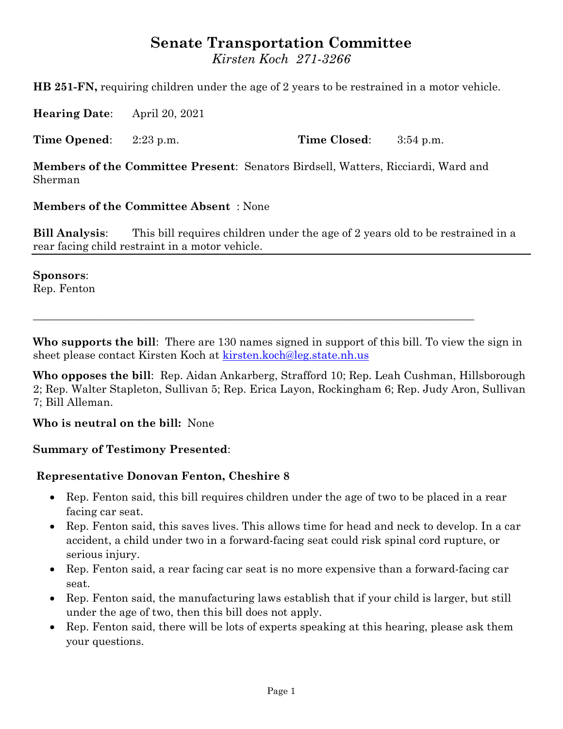# Senate Transportation Committee

*Kirsten Koch 271-3266*

**HB 251-FN,** requiring children under the age of 2 years to be restrained in a motor vehicle.

**Hearing Date**: April 20, 2021

**Time Opened**: 2:23 p.m. **Time Closed**: 3:54 p.m.

**Members of the Committee Present**: Senators Birdsell, Watters, Ricciardi, Ward and Sherman

**Members of the Committee Absent** : None

**Bill Analysis**: This bill requires children under the age of 2 years old to be restrained in a rear facing child restraint in a motor vehicle.

---

**Sponsors**:
Rep. Fenton

---

**Who supports the bill**: There are 130 names signed in support of this bill. To view the sign in sheet please contact Kirsten Koch at [kirsten.koch@leg.state.nh.us](mailto:kirsten.koch@leg.state.nh.us)

**Who opposes the bill**: Rep. Aidan Ankarberg, Strafford 10; Rep. Leah Cushman, Hillsborough 2; Rep. Walter Stapleton, Sullivan 5; Rep. Erica Layon, Rockingham 6; Rep. Judy Aron, Sullivan 7; Bill Alleman.

**Who is neutral on the bill:** None

**Summary of Testimony Presented**:

**Representative Donovan Fenton, Cheshire 8**

- Rep. Fenton said, this bill requires children under the age of two to be placed in a rear facing car seat.
- Rep. Fenton said, this saves lives. This allows time for head and neck to develop. In a car accident, a child under two in a forward-facing seat could risk spinal cord rupture, or serious injury.
- Rep. Fenton said, a rear facing car seat is no more expensive than a forward-facing car seat.
- Rep. Fenton said, the manufacturing laws establish that if your child is larger, but still under the age of two, then this bill does not apply.
- Rep. Fenton said, there will be lots of experts speaking at this hearing, please ask them your questions.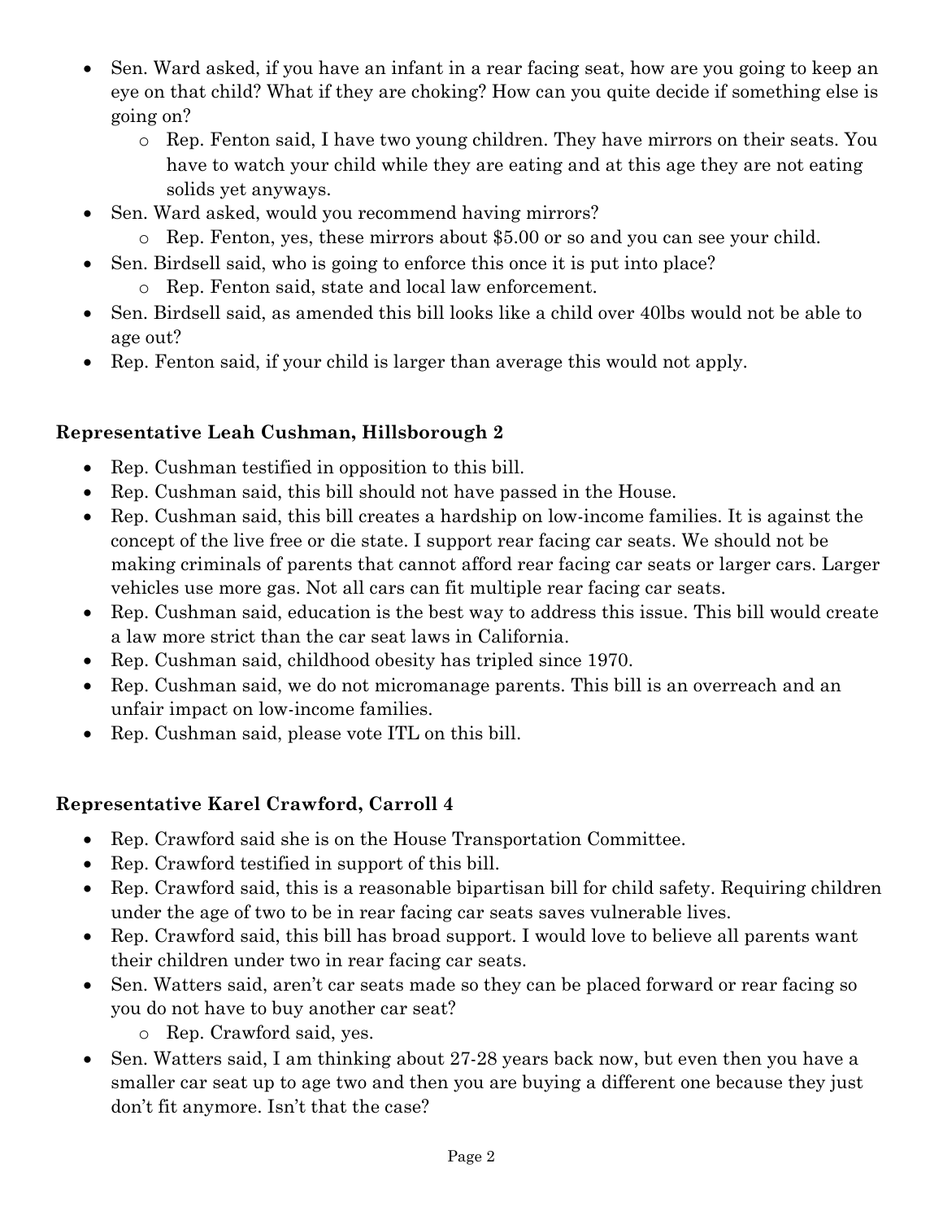- Sen. Ward asked, if you have an infant in a rear facing seat, how are you going to keep an eye on that child? What if they are choking? How can you quite decide if something else is going on?
  - Rep. Fenton said, I have two young children. They have mirrors on their seats. You have to watch your child while they are eating and at this age they are not eating solids yet anyways.
- Sen. Ward asked, would you recommend having mirrors?
  - Rep. Fenton, yes, these mirrors about $5.00 or so and you can see your child.
- Sen. Birdsell said, who is going to enforce this once it is put into place?
  - Rep. Fenton said, state and local law enforcement.
- Sen. Birdsell said, as amended this bill looks like a child over 40lbs would not be able to age out?
- Rep. Fenton said, if your child is larger than average this would not apply.

**Representative Leah Cushman, Hillsborough 2**

- Rep. Cushman testified in opposition to this bill.
- Rep. Cushman said, this bill should not have passed in the House.
- Rep. Cushman said, this bill creates a hardship on low-income families. It is against the concept of the live free or die state. I support rear facing car seats. We should not be making criminals of parents that cannot afford rear facing car seats or larger cars. Larger vehicles use more gas. Not all cars can fit multiple rear facing car seats.
- Rep. Cushman said, education is the best way to address this issue. This bill would create a law more strict than the car seat laws in California.
- Rep. Cushman said, childhood obesity has tripled since 1970.
- Rep. Cushman said, we do not micromanage parents. This bill is an overreach and an unfair impact on low-income families.
- Rep. Cushman said, please vote ITL on this bill.

**Representative Karel Crawford, Carroll 4**

- Rep. Crawford said she is on the House Transportation Committee.
- Rep. Crawford testified in support of this bill.
- Rep. Crawford said, this is a reasonable bipartisan bill for child safety. Requiring children under the age of two to be in rear facing car seats saves vulnerable lives.
- Rep. Crawford said, this bill has broad support. I would love to believe all parents want their children under two in rear facing car seats.
- Sen. Watters said, aren't car seats made so they can be placed forward or rear facing so you do not have to buy another car seat?
  - Rep. Crawford said, yes.
- Sen. Watters said, I am thinking about 27-28 years back now, but even then you have a smaller car seat up to age two and then you are buying a different one because they just don't fit anymore. Isn't that the case?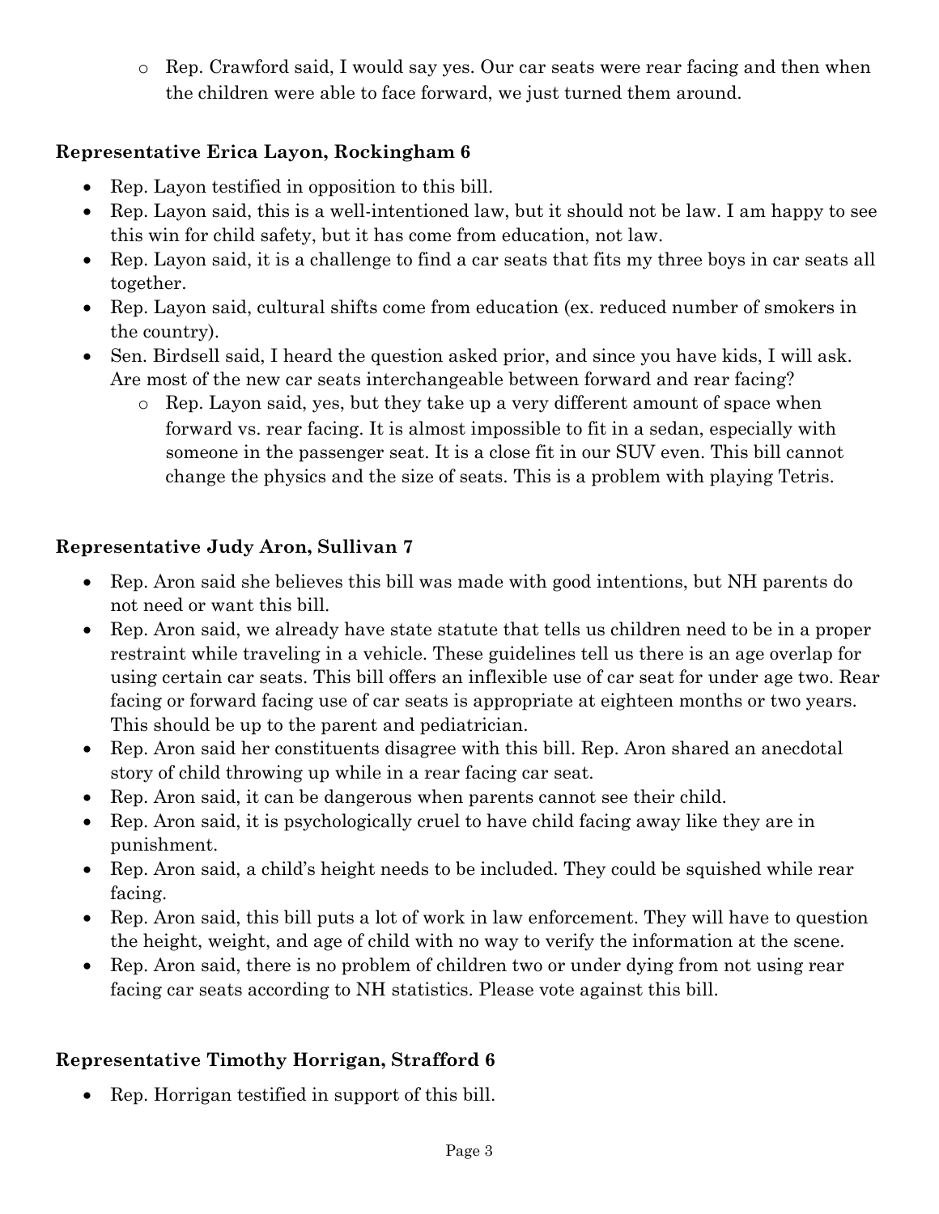- Rep. Crawford said, I would say yes. Our car seats were rear facing and then when the children were able to face forward, we just turned them around.

**Representative Erica Layon, Rockingham 6**

- Rep. Layon testified in opposition to this bill.
- Rep. Layon said, this is a well-intentioned law, but it should not be law. I am happy to see this win for child safety, but it has come from education, not law.
- Rep. Layon said, it is a challenge to find a car seats that fits my three boys in car seats all together.
- Rep. Layon said, cultural shifts come from education (ex. reduced number of smokers in the country).
- Sen. Birdsell said, I heard the question asked prior, and since you have kids, I will ask. Are most of the new car seats interchangeable between forward and rear facing?
  - Rep. Layon said, yes, but they take up a very different amount of space when forward vs. rear facing. It is almost impossible to fit in a sedan, especially with someone in the passenger seat. It is a close fit in our SUV even. This bill cannot change the physics and the size of seats. This is a problem with playing Tetris.

**Representative Judy Aron, Sullivan 7**

- Rep. Aron said she believes this bill was made with good intentions, but NH parents do not need or want this bill.
- Rep. Aron said, we already have state statute that tells us children need to be in a proper restraint while traveling in a vehicle. These guidelines tell us there is an age overlap for using certain car seats. This bill offers an inflexible use of car seat for under age two. Rear facing or forward facing use of car seats is appropriate at eighteen months or two years. This should be up to the parent and pediatrician.
- Rep. Aron said her constituents disagree with this bill. Rep. Aron shared an anecdotal story of child throwing up while in a rear facing car seat.
- Rep. Aron said, it can be dangerous when parents cannot see their child.
- Rep. Aron said, it is psychologically cruel to have child facing away like they are in punishment.
- Rep. Aron said, a child's height needs to be included. They could be squished while rear facing.
- Rep. Aron said, this bill puts a lot of work in law enforcement. They will have to question the height, weight, and age of child with no way to verify the information at the scene.
- Rep. Aron said, there is no problem of children two or under dying from not using rear facing car seats according to NH statistics. Please vote against this bill.

**Representative Timothy Horrigan, Strafford 6**

- Rep. Horrigan testified in support of this bill.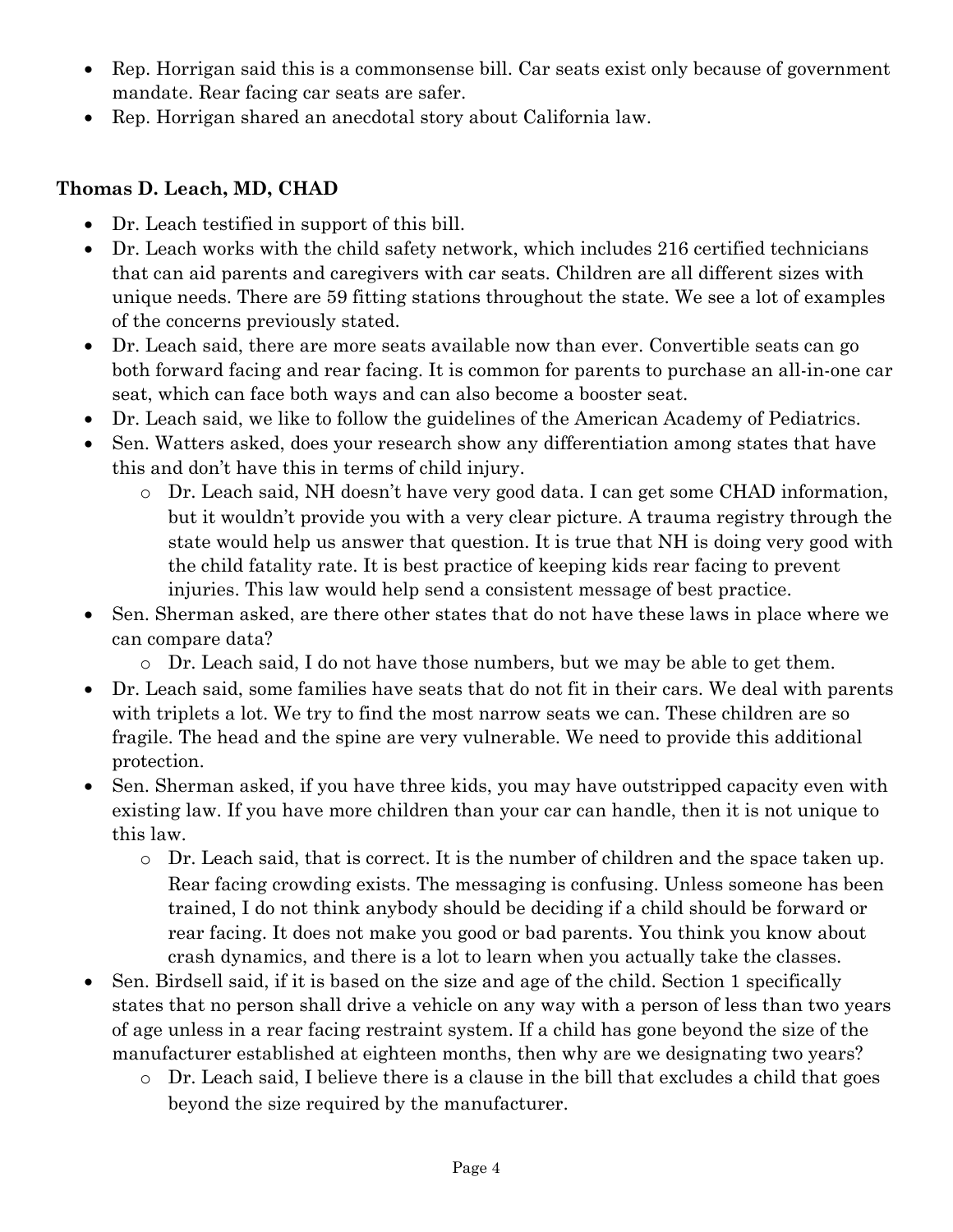- Rep. Horrigan said this is a commonsense bill. Car seats exist only because of government mandate. Rear facing car seats are safer.
- Rep. Horrigan shared an anecdotal story about California law.

**Thomas D. Leach, MD, CHAD**

- Dr. Leach testified in support of this bill.
- Dr. Leach works with the child safety network, which includes 216 certified technicians that can aid parents and caregivers with car seats. Children are all different sizes with unique needs. There are 59 fitting stations throughout the state. We see a lot of examples of the concerns previously stated.
- Dr. Leach said, there are more seats available now than ever. Convertible seats can go both forward facing and rear facing. It is common for parents to purchase an all-in-one car seat, which can face both ways and can also become a booster seat.
- Dr. Leach said, we like to follow the guidelines of the American Academy of Pediatrics.
- Sen. Watters asked, does your research show any differentiation among states that have this and don't have this in terms of child injury.
    - Dr. Leach said, NH doesn't have very good data. I can get some CHAD information, but it wouldn't provide you with a very clear picture. A trauma registry through the state would help us answer that question. It is true that NH is doing very good with the child fatality rate. It is best practice of keeping kids rear facing to prevent injuries. This law would help send a consistent message of best practice.
- Sen. Sherman asked, are there other states that do not have these laws in place where we can compare data?
    - Dr. Leach said, I do not have those numbers, but we may be able to get them.
- Dr. Leach said, some families have seats that do not fit in their cars. We deal with parents with triplets a lot. We try to find the most narrow seats we can. These children are so fragile. The head and the spine are very vulnerable. We need to provide this additional protection.
- Sen. Sherman asked, if you have three kids, you may have outstripped capacity even with existing law. If you have more children than your car can handle, then it is not unique to this law.
    - Dr. Leach said, that is correct. It is the number of children and the space taken up. Rear facing crowding exists. The messaging is confusing. Unless someone has been trained, I do not think anybody should be deciding if a child should be forward or rear facing. It does not make you good or bad parents. You think you know about crash dynamics, and there is a lot to learn when you actually take the classes.
- Sen. Birdsell said, if it is based on the size and age of the child. Section 1 specifically states that no person shall drive a vehicle on any way with a person of less than two years of age unless in a rear facing restraint system. If a child has gone beyond the size of the manufacturer established at eighteen months, then why are we designating two years?
    - Dr. Leach said, I believe there is a clause in the bill that excludes a child that goes beyond the size required by the manufacturer.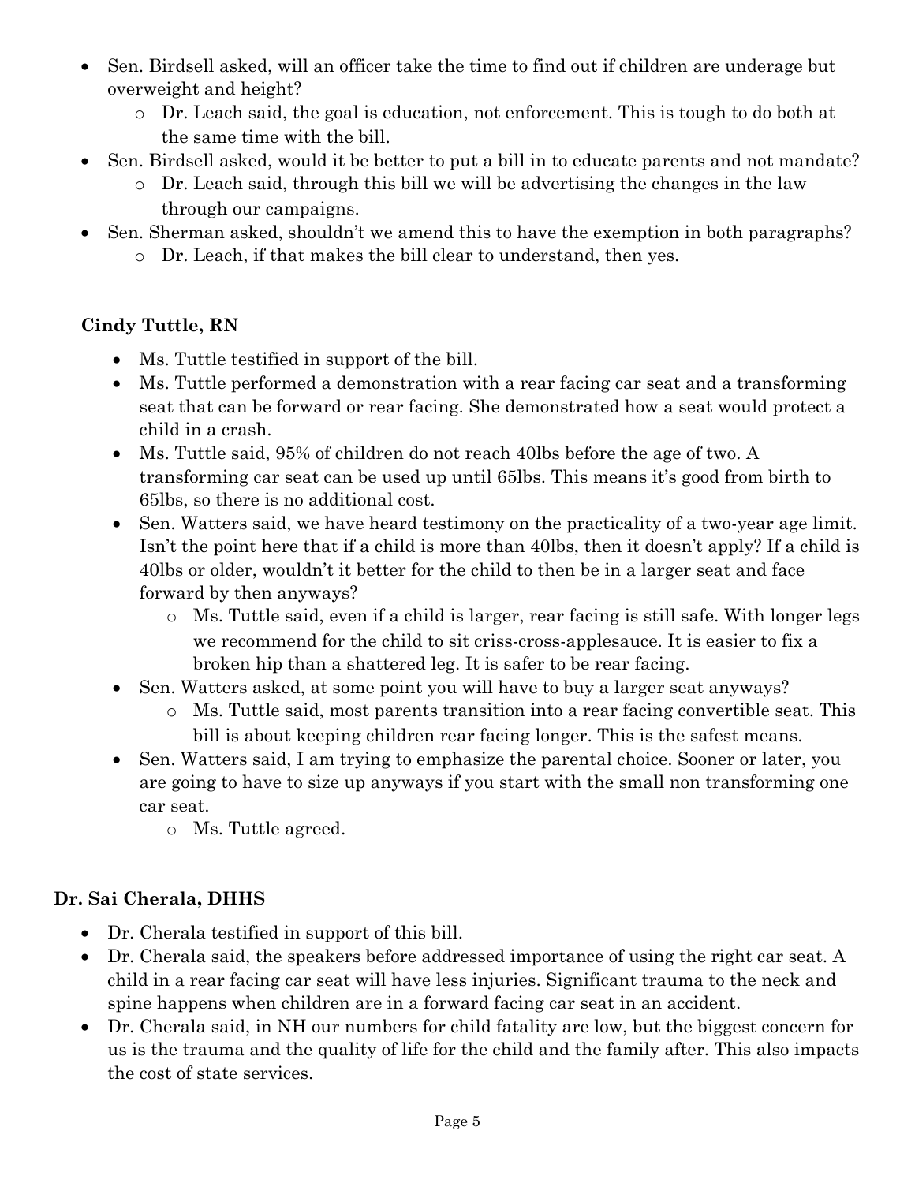- Sen. Birdsell asked, will an officer take the time to find out if children are underage but overweight and height?
  - Dr. Leach said, the goal is education, not enforcement. This is tough to do both at the same time with the bill.
- Sen. Birdsell asked, would it be better to put a bill in to educate parents and not mandate?
  - Dr. Leach said, through this bill we will be advertising the changes in the law through our campaigns.
- Sen. Sherman asked, shouldn't we amend this to have the exemption in both paragraphs?
  - Dr. Leach, if that makes the bill clear to understand, then yes.

**Cindy Tuttle, RN**

- Ms. Tuttle testified in support of the bill.
- Ms. Tuttle performed a demonstration with a rear facing car seat and a transforming seat that can be forward or rear facing. She demonstrated how a seat would protect a child in a crash.
- Ms. Tuttle said, 95% of children do not reach 40lbs before the age of two. A transforming car seat can be used up until 65lbs. This means it's good from birth to 65lbs, so there is no additional cost.
- Sen. Watters said, we have heard testimony on the practicality of a two-year age limit. Isn't the point here that if a child is more than 40lbs, then it doesn't apply? If a child is 40lbs or older, wouldn't it better for the child to then be in a larger seat and face forward by then anyways?
  - Ms. Tuttle said, even if a child is larger, rear facing is still safe. With longer legs we recommend for the child to sit criss-cross-applesauce. It is easier to fix a broken hip than a shattered leg. It is safer to be rear facing.
- Sen. Watters asked, at some point you will have to buy a larger seat anyways?
  - Ms. Tuttle said, most parents transition into a rear facing convertible seat. This bill is about keeping children rear facing longer. This is the safest means.
- Sen. Watters said, I am trying to emphasize the parental choice. Sooner or later, you are going to have to size up anyways if you start with the small non transforming one car seat.
  - Ms. Tuttle agreed.

**Dr. Sai Cherala, DHHS**

- Dr. Cherala testified in support of this bill.
- Dr. Cherala said, the speakers before addressed importance of using the right car seat. A child in a rear facing car seat will have less injuries. Significant trauma to the neck and spine happens when children are in a forward facing car seat in an accident.
- Dr. Cherala said, in NH our numbers for child fatality are low, but the biggest concern for us is the trauma and the quality of life for the child and the family after. This also impacts the cost of state services.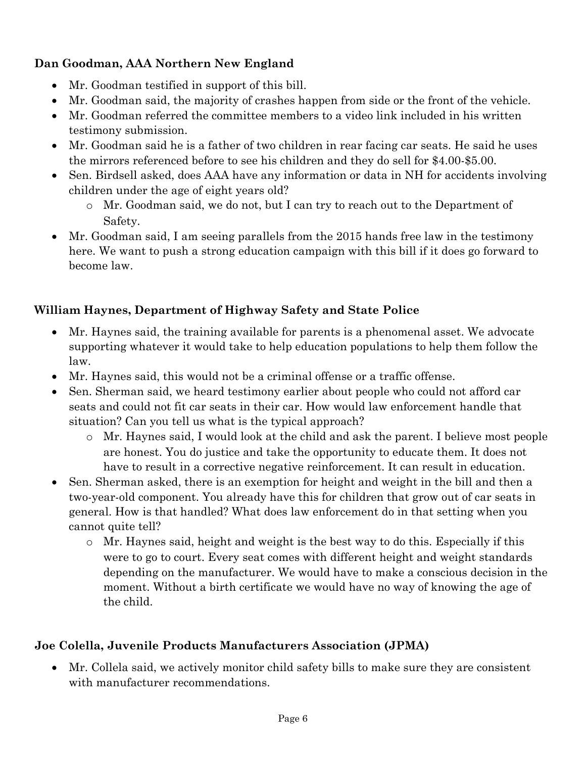**Dan Goodman, AAA Northern New England**

- Mr. Goodman testified in support of this bill.
- Mr. Goodman said, the majority of crashes happen from side or the front of the vehicle.
- Mr. Goodman referred the committee members to a video link included in his written testimony submission.
- Mr. Goodman said he is a father of two children in rear facing car seats. He said he uses the mirrors referenced before to see his children and they do sell for $4.00-$5.00.
- Sen. Birdsell asked, does AAA have any information or data in NH for accidents involving children under the age of eight years old?
    - Mr. Goodman said, we do not, but I can try to reach out to the Department of Safety.
- Mr. Goodman said, I am seeing parallels from the 2015 hands free law in the testimony here. We want to push a strong education campaign with this bill if it does go forward to become law.

**William Haynes, Department of Highway Safety and State Police**

- Mr. Haynes said, the training available for parents is a phenomenal asset. We advocate supporting whatever it would take to help education populations to help them follow the law.
- Mr. Haynes said, this would not be a criminal offense or a traffic offense.
- Sen. Sherman said, we heard testimony earlier about people who could not afford car seats and could not fit car seats in their car. How would law enforcement handle that situation? Can you tell us what is the typical approach?
    - Mr. Haynes said, I would look at the child and ask the parent. I believe most people are honest. You do justice and take the opportunity to educate them. It does not have to result in a corrective negative reinforcement. It can result in education.
- Sen. Sherman asked, there is an exemption for height and weight in the bill and then a two-year-old component. You already have this for children that grow out of car seats in general. How is that handled? What does law enforcement do in that setting when you cannot quite tell?
    - Mr. Haynes said, height and weight is the best way to do this. Especially if this were to go to court. Every seat comes with different height and weight standards depending on the manufacturer. We would have to make a conscious decision in the moment. Without a birth certificate we would have no way of knowing the age of the child.

**Joe Colella, Juvenile Products Manufacturers Association (JPMA)**

- Mr. Collela said, we actively monitor child safety bills to make sure they are consistent with manufacturer recommendations.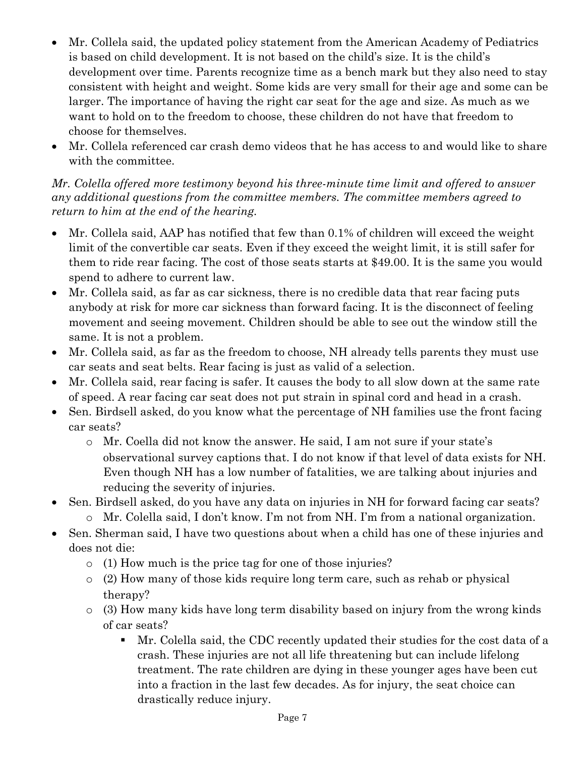- Mr. Collela said, the updated policy statement from the American Academy of Pediatrics is based on child development. It is not based on the child's size. It is the child's development over time. Parents recognize time as a bench mark but they also need to stay consistent with height and weight. Some kids are very small for their age and some can be larger. The importance of having the right car seat for the age and size. As much as we want to hold on to the freedom to choose, these children do not have that freedom to choose for themselves.
- Mr. Collela referenced car crash demo videos that he has access to and would like to share with the committee.

*Mr. Colella offered more testimony beyond his three-minute time limit and offered to answer any additional questions from the committee members. The committee members agreed to return to him at the end of the hearing.*

- Mr. Collela said, AAP has notified that few than 0.1% of children will exceed the weight limit of the convertible car seats. Even if they exceed the weight limit, it is still safer for them to ride rear facing. The cost of those seats starts at $49.00. It is the same you would spend to adhere to current law.
- Mr. Collela said, as far as car sickness, there is no credible data that rear facing puts anybody at risk for more car sickness than forward facing. It is the disconnect of feeling movement and seeing movement. Children should be able to see out the window still the same. It is not a problem.
- Mr. Collela said, as far as the freedom to choose, NH already tells parents they must use car seats and seat belts. Rear facing is just as valid of a selection.
- Mr. Collela said, rear facing is safer. It causes the body to all slow down at the same rate of speed. A rear facing car seat does not put strain in spinal cord and head in a crash.
- Sen. Birdsell asked, do you know what the percentage of NH families use the front facing car seats?
  - Mr. Coella did not know the answer. He said, I am not sure if your state's observational survey captions that. I do not know if that level of data exists for NH. Even though NH has a low number of fatalities, we are talking about injuries and reducing the severity of injuries.
- Sen. Birdsell asked, do you have any data on injuries in NH for forward facing car seats?
  - Mr. Colella said, I don't know. I'm not from NH. I'm from a national organization.
- Sen. Sherman said, I have two questions about when a child has one of these injuries and does not die:
  - (1) How much is the price tag for one of those injuries?
  - (2) How many of those kids require long term care, such as rehab or physical therapy?
  - (3) How many kids have long term disability based on injury from the wrong kinds of car seats?
    - Mr. Colella said, the CDC recently updated their studies for the cost data of a crash. These injuries are not all life threatening but can include lifelong treatment. The rate children are dying in these younger ages have been cut into a fraction in the last few decades. As for injury, the seat choice can drastically reduce injury.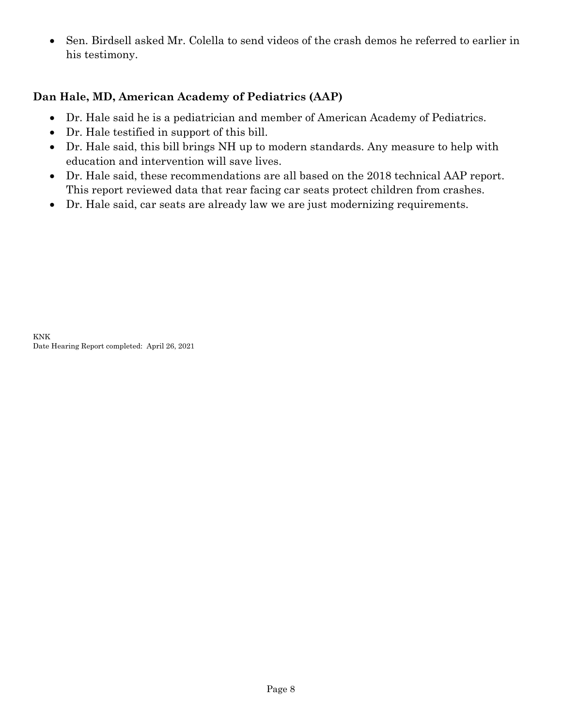- Sen. Birdsell asked Mr. Colella to send videos of the crash demos he referred to earlier in his testimony.

**Dan Hale, MD, American Academy of Pediatrics (AAP)**

- Dr. Hale said he is a pediatrician and member of American Academy of Pediatrics.
- Dr. Hale testified in support of this bill.
- Dr. Hale said, this bill brings NH up to modern standards. Any measure to help with education and intervention will save lives.
- Dr. Hale said, these recommendations are all based on the 2018 technical AAP report. This report reviewed data that rear facing car seats protect children from crashes.
- Dr. Hale said, car seats are already law we are just modernizing requirements.

KNK
Date Hearing Report completed: April 26, 2021